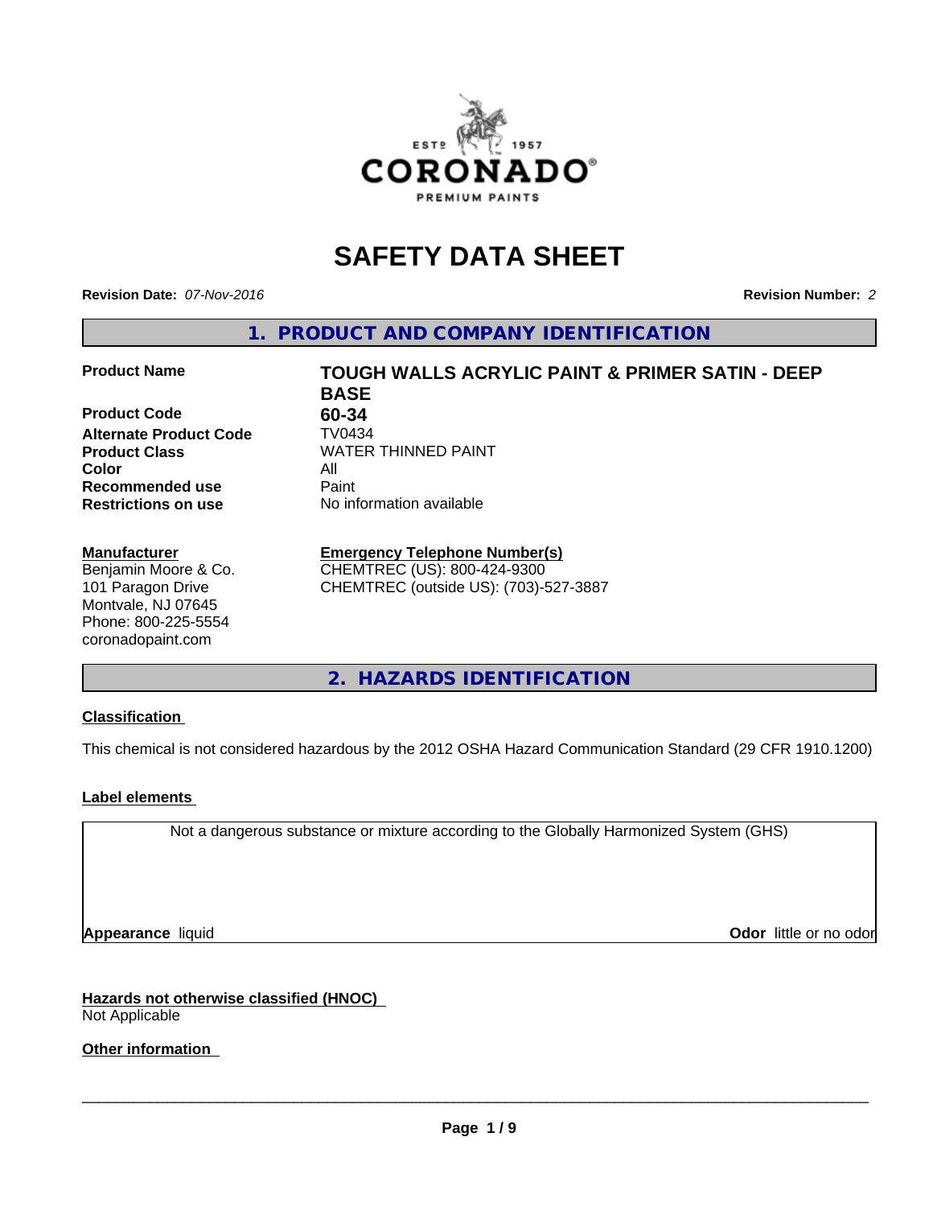# SAFETY DATA SHEET

**Revision Date:** *07-Nov-2016* **Revision Number:** *2*

## 1. PRODUCT AND COMPANY IDENTIFICATION

| | |
|---|---|
| **Product Name** | **TOUGH WALLS ACRYLIC PAINT & PRIMER SATIN - DEEP BASE** |
| **Product Code** | **60-34** |
| **Alternate Product Code** | TV0434 |
| **Product Class** | WATER THINNED PAINT |
| **Color** | All |
| **Recommended use** | Paint |
| **Restrictions on use** | No information available |

**Manufacturer**
Benjamin Moore & Co.
101 Paragon Drive
Montvale, NJ 07645
Phone: 800-225-5554
coronadopaint.com

**Emergency Telephone Number(s)**
CHEMTREC (US): 800-424-9300
CHEMTREC (outside US): (703)-527-3887

## 2. HAZARDS IDENTIFICATION

### Classification

This chemical is not considered hazardous by the 2012 OSHA Hazard Communication Standard (29 CFR 1910.1200)

### Label elements

Not a dangerous substance or mixture according to the Globally Harmonized System (GHS)

**Appearance** liquid **Odor** little or no odor

### Hazards not otherwise classified (HNOC)

Not Applicable

### Other information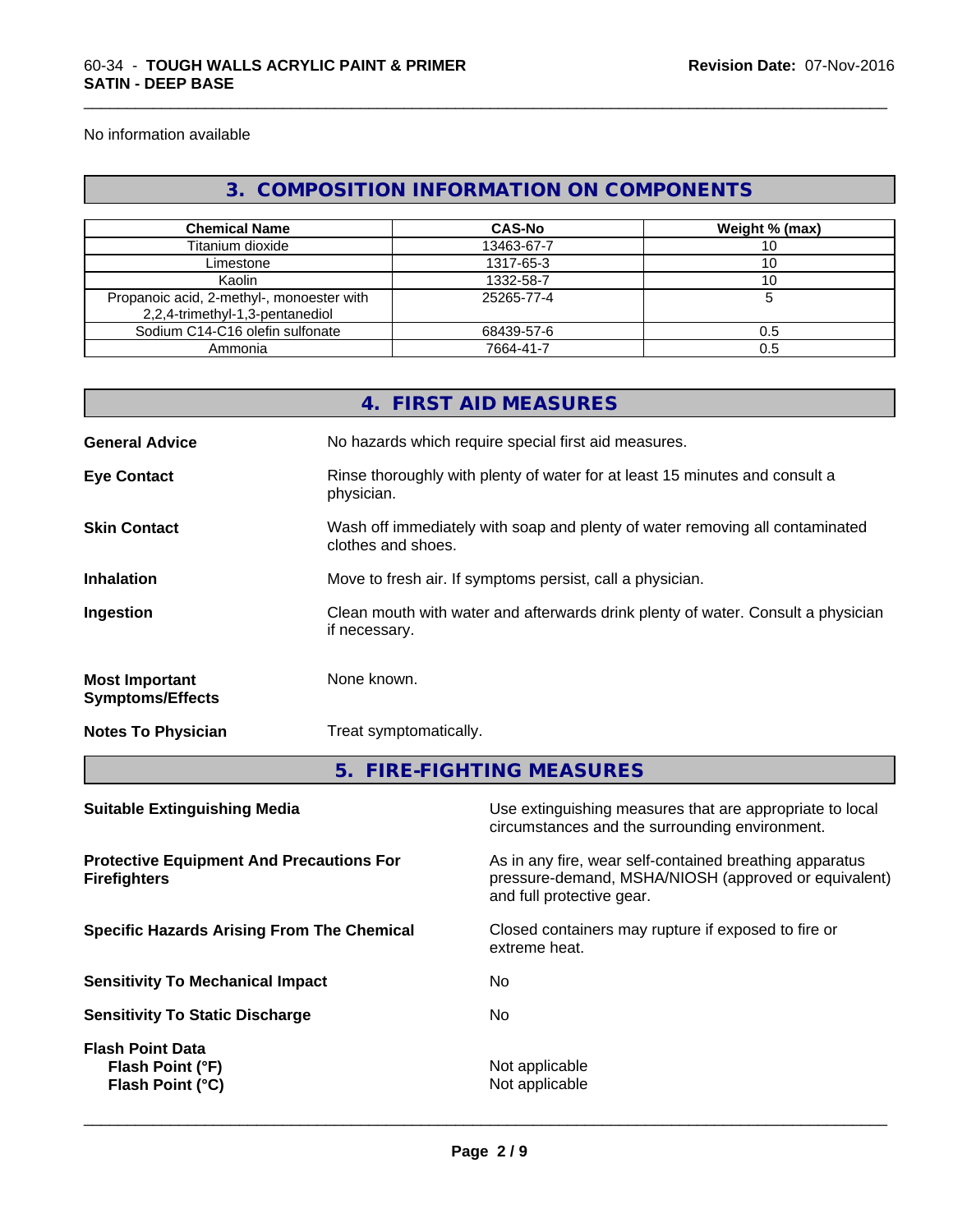No information available

## 3. COMPOSITION INFORMATION ON COMPONENTS

| Chemical Name | CAS-No | Weight % (max) |
|---|---|---|
| Titanium dioxide | 13463-67-7 | 10 |
| Limestone | 1317-65-3 | 10 |
| Kaolin | 1332-58-7 | 10 |
| Propanoic acid, 2-methyl-, monoester with 2,2,4-trimethyl-1,3-pentanediol | 25265-77-4 | 5 |
| Sodium C14-C16 olefin sulfonate | 68439-57-6 | 0.5 |
| Ammonia | 7664-41-7 | 0.5 |

## 4. FIRST AID MEASURES

**General Advice** No hazards which require special first aid measures.

**Eye Contact** Rinse thoroughly with plenty of water for at least 15 minutes and consult a physician.

**Skin Contact** Wash off immediately with soap and plenty of water removing all contaminated clothes and shoes.

**Inhalation** Move to fresh air. If symptoms persist, call a physician.

**Ingestion** Clean mouth with water and afterwards drink plenty of water. Consult a physician if necessary.

**Most Important Symptoms/Effects** None known.

**Notes To Physician** Treat symptomatically.

## 5. FIRE-FIGHTING MEASURES

**Suitable Extinguishing Media** Use extinguishing measures that are appropriate to local circumstances and the surrounding environment.

**Protective Equipment And Precautions For Firefighters** As in any fire, wear self-contained breathing apparatus pressure-demand, MSHA/NIOSH (approved or equivalent) and full protective gear.

**Specific Hazards Arising From The Chemical** Closed containers may rupture if exposed to fire or extreme heat.

**Sensitivity To Mechanical Impact** No

**Sensitivity To Static Discharge** No

**Flash Point Data**
**Flash Point (°F)** Not applicable
**Flash Point (°C)** Not applicable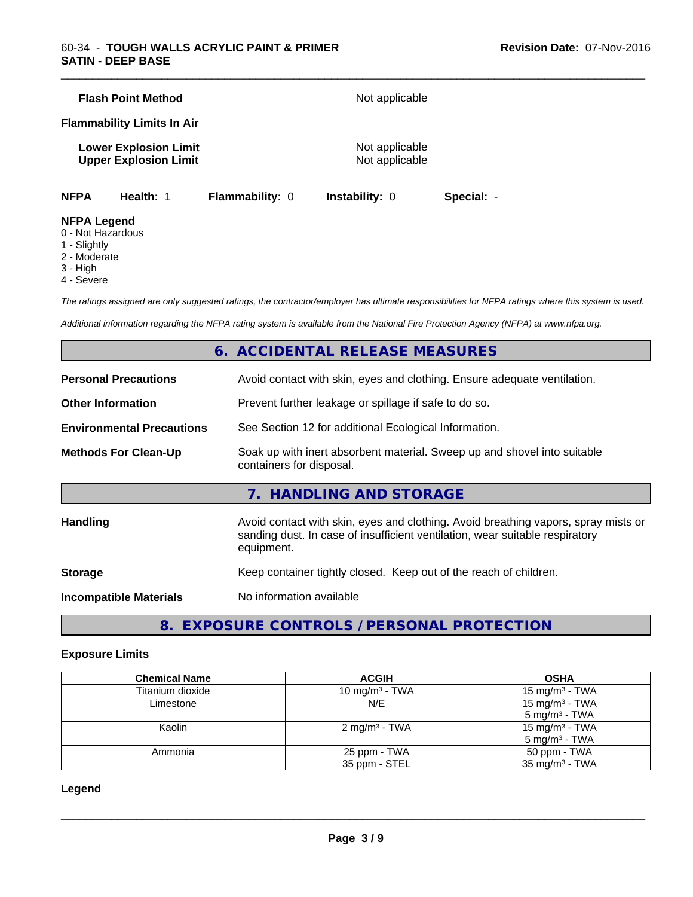**Flash Point Method** Not applicable

**Flammability Limits In Air**

**Lower Explosion Limit** Not applicable
**Upper Explosion Limit** Not applicable

| **NFPA** | **Health:** 1 | **Flammability:** 0 | **Instability:** 0 | **Special:** - |
|---|---|---|---|---|

**NFPA Legend**
0 - Not Hazardous
1 - Slightly
2 - Moderate
3 - High
4 - Severe

*The ratings assigned are only suggested ratings, the contractor/employer has ultimate responsibilities for NFPA ratings where this system is used.*

*Additional information regarding the NFPA rating system is available from the National Fire Protection Agency (NFPA) at www.nfpa.org.*

## 6. ACCIDENTAL RELEASE MEASURES

**Personal Precautions** Avoid contact with skin, eyes and clothing. Ensure adequate ventilation.

**Other Information** Prevent further leakage or spillage if safe to do so.

**Environmental Precautions** See Section 12 for additional Ecological Information.

**Methods For Clean-Up** Soak up with inert absorbent material. Sweep up and shovel into suitable containers for disposal.

## 7. HANDLING AND STORAGE

**Handling** Avoid contact with skin, eyes and clothing. Avoid breathing vapors, spray mists or sanding dust. In case of insufficient ventilation, wear suitable respiratory equipment.

**Storage** Keep container tightly closed. Keep out of the reach of children.

**Incompatible Materials** No information available

## 8. EXPOSURE CONTROLS / PERSONAL PROTECTION

### Exposure Limits

| Chemical Name | ACGIH | OSHA |
|---|---|---|
| Titanium dioxide | 10 mg/m³ - TWA | 15 mg/m³ - TWA |
| Limestone | N/E | 15 mg/m³ - TWA<br>5 mg/m³ - TWA |
| Kaolin | 2 mg/m³ - TWA | 15 mg/m³ - TWA<br>5 mg/m³ - TWA |
| Ammonia | 25 ppm - TWA<br>35 ppm - STEL | 50 ppm - TWA<br>35 mg/m³ - TWA |

### Legend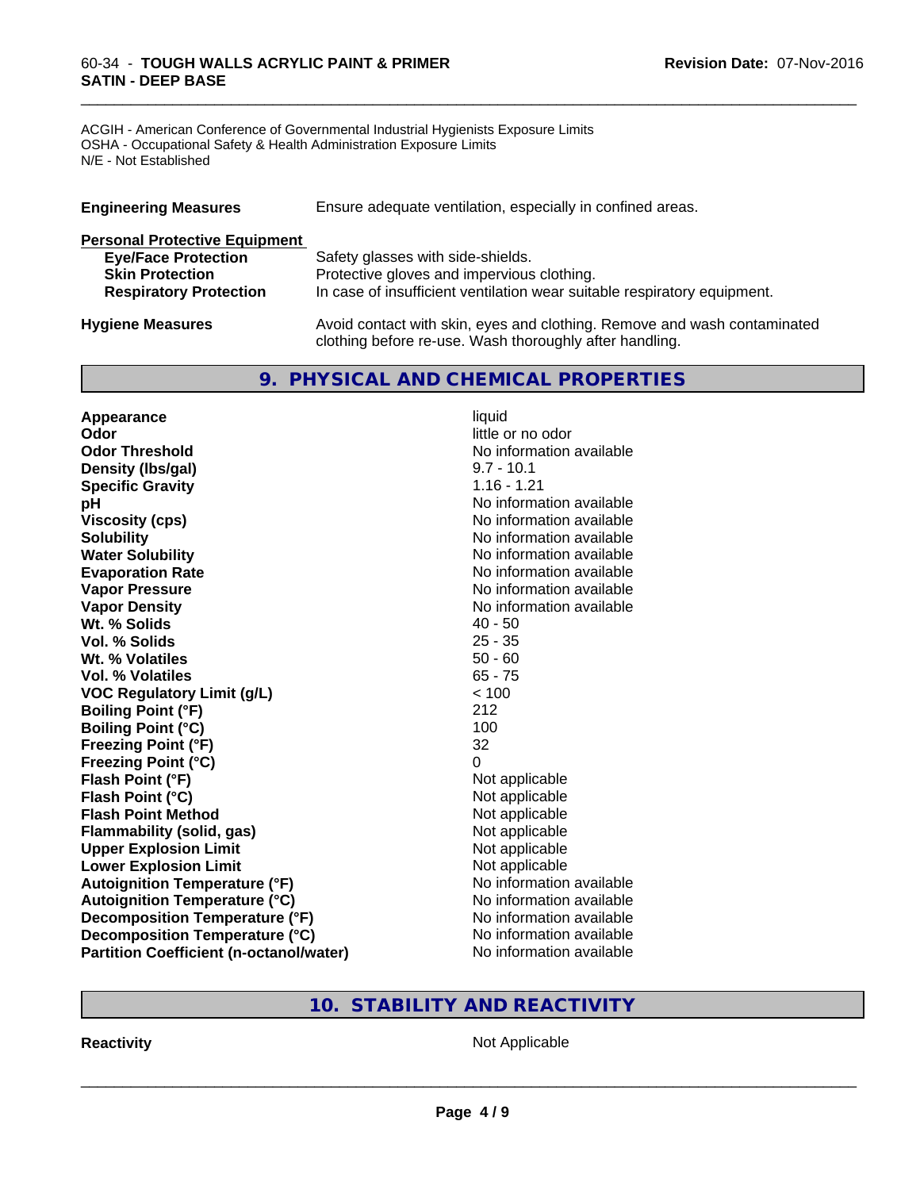ACGIH - American Conference of Governmental Industrial Hygienists Exposure Limits
OSHA - Occupational Safety & Health Administration Exposure Limits
N/E - Not Established

| | |
|---|---|
| **Engineering Measures** | Ensure adequate ventilation, especially in confined areas. |

**Personal Protective Equipment**

| | |
|---|---|
| **Eye/Face Protection** | Safety glasses with side-shields. |
| **Skin Protection** | Protective gloves and impervious clothing. |
| **Respiratory Protection** | In case of insufficient ventilation wear suitable respiratory equipment. |
| **Hygiene Measures** | Avoid contact with skin, eyes and clothing. Remove and wash contaminated clothing before re-use. Wash thoroughly after handling. |

## 9. PHYSICAL AND CHEMICAL PROPERTIES

| | |
|---|---|
| **Appearance** | liquid |
| **Odor** | little or no odor |
| **Odor Threshold** | No information available |
| **Density (lbs/gal)** | 9.7 - 10.1 |
| **Specific Gravity** | 1.16 - 1.21 |
| **pH** | No information available |
| **Viscosity (cps)** | No information available |
| **Solubility** | No information available |
| **Water Solubility** | No information available |
| **Evaporation Rate** | No information available |
| **Vapor Pressure** | No information available |
| **Vapor Density** | No information available |
| **Wt. % Solids** | 40 - 50 |
| **Vol. % Solids** | 25 - 35 |
| **Wt. % Volatiles** | 50 - 60 |
| **Vol. % Volatiles** | 65 - 75 |
| **VOC Regulatory Limit (g/L)** | < 100 |
| **Boiling Point (°F)** | 212 |
| **Boiling Point (°C)** | 100 |
| **Freezing Point (°F)** | 32 |
| **Freezing Point (°C)** | 0 |
| **Flash Point (°F)** | Not applicable |
| **Flash Point (°C)** | Not applicable |
| **Flash Point Method** | Not applicable |
| **Flammability (solid, gas)** | Not applicable |
| **Upper Explosion Limit** | Not applicable |
| **Lower Explosion Limit** | Not applicable |
| **Autoignition Temperature (°F)** | No information available |
| **Autoignition Temperature (°C)** | No information available |
| **Decomposition Temperature (°F)** | No information available |
| **Decomposition Temperature (°C)** | No information available |
| **Partition Coefficient (n-octanol/water)** | No information available |

## 10. STABILITY AND REACTIVITY

| | |
|---|---|
| **Reactivity** | Not Applicable |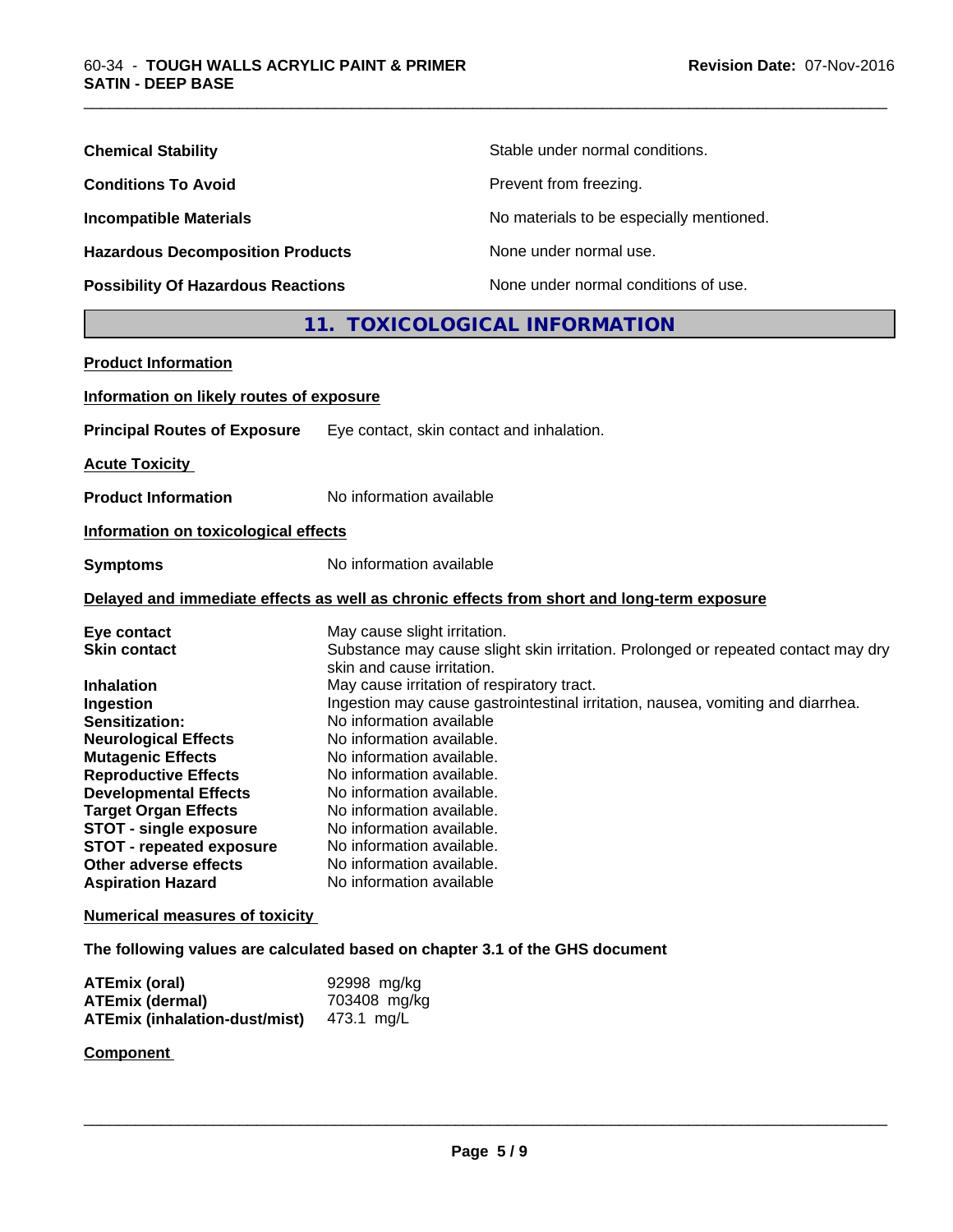| | |
|---|---|
| **Chemical Stability** | Stable under normal conditions. |
| **Conditions To Avoid** | Prevent from freezing. |
| **Incompatible Materials** | No materials to be especially mentioned. |
| **Hazardous Decomposition Products** | None under normal use. |
| **Possibility Of Hazardous Reactions** | None under normal conditions of use. |

## 11. TOXICOLOGICAL INFORMATION

**Product Information**

**Information on likely routes of exposure**

**Principal Routes of Exposure** Eye contact, skin contact and inhalation.

**Acute Toxicity**

**Product Information** No information available

**Information on toxicological effects**

**Symptoms** No information available

**Delayed and immediate effects as well as chronic effects from short and long-term exposure**

| | |
|---|---|
| **Eye contact** | May cause slight irritation. |
| **Skin contact** | Substance may cause slight skin irritation. Prolonged or repeated contact may dry skin and cause irritation. |
| **Inhalation** | May cause irritation of respiratory tract. |
| **Ingestion** | Ingestion may cause gastrointestinal irritation, nausea, vomiting and diarrhea. |
| **Sensitization:** | No information available |
| **Neurological Effects** | No information available. |
| **Mutagenic Effects** | No information available. |
| **Reproductive Effects** | No information available. |
| **Developmental Effects** | No information available. |
| **Target Organ Effects** | No information available. |
| **STOT - single exposure** | No information available. |
| **STOT - repeated exposure** | No information available. |
| **Other adverse effects** | No information available. |
| **Aspiration Hazard** | No information available |

**Numerical measures of toxicity**

**The following values are calculated based on chapter 3.1 of the GHS document**

| | |
|---|---|
| **ATEmix (oral)** | 92998 mg/kg |
| **ATEmix (dermal)** | 703408 mg/kg |
| **ATEmix (inhalation-dust/mist)** | 473.1 mg/L |

**Component**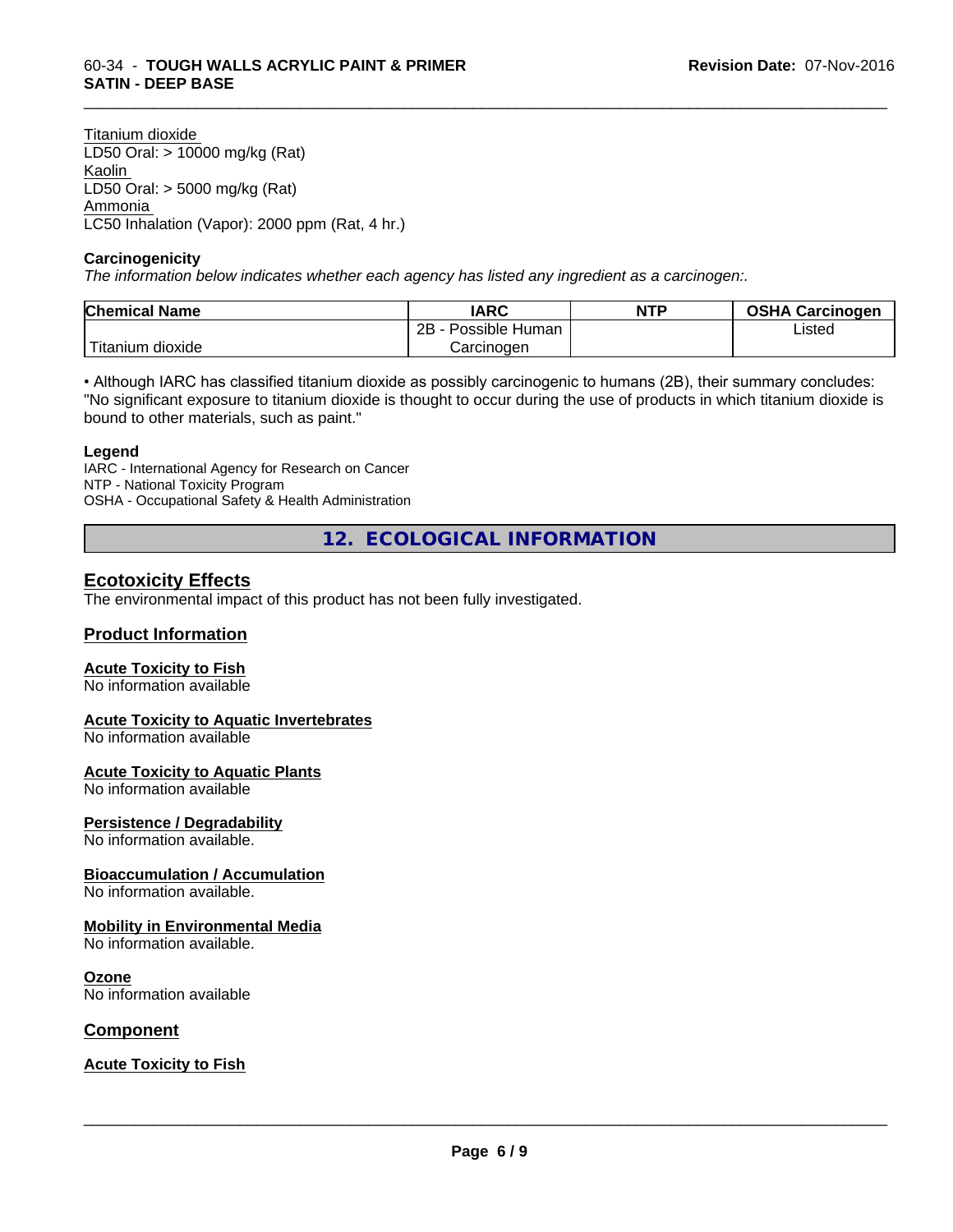Titanium dioxide
LD50 Oral: > 10000 mg/kg (Rat)
Kaolin
LD50 Oral: > 5000 mg/kg (Rat)
Ammonia
LC50 Inhalation (Vapor): 2000 ppm (Rat, 4 hr.)

**Carcinogenicity**

*The information below indicates whether each agency has listed any ingredient as a carcinogen:.*

| Chemical Name | IARC | NTP | OSHA Carcinogen |
|---|---|---|---|
| Titanium dioxide | 2B - Possible Human Carcinogen | | Listed |

• Although IARC has classified titanium dioxide as possibly carcinogenic to humans (2B), their summary concludes: "No significant exposure to titanium dioxide is thought to occur during the use of products in which titanium dioxide is bound to other materials, such as paint."

**Legend**

IARC - International Agency for Research on Cancer
NTP - National Toxicity Program
OSHA - Occupational Safety & Health Administration

## 12. ECOLOGICAL INFORMATION

### Ecotoxicity Effects

The environmental impact of this product has not been fully investigated.

### Product Information

**Acute Toxicity to Fish**

No information available

**Acute Toxicity to Aquatic Invertebrates**

No information available

**Acute Toxicity to Aquatic Plants**

No information available

**Persistence / Degradability**

No information available.

**Bioaccumulation / Accumulation**

No information available.

**Mobility in Environmental Media**

No information available.

**Ozone**

No information available

### Component

**Acute Toxicity to Fish**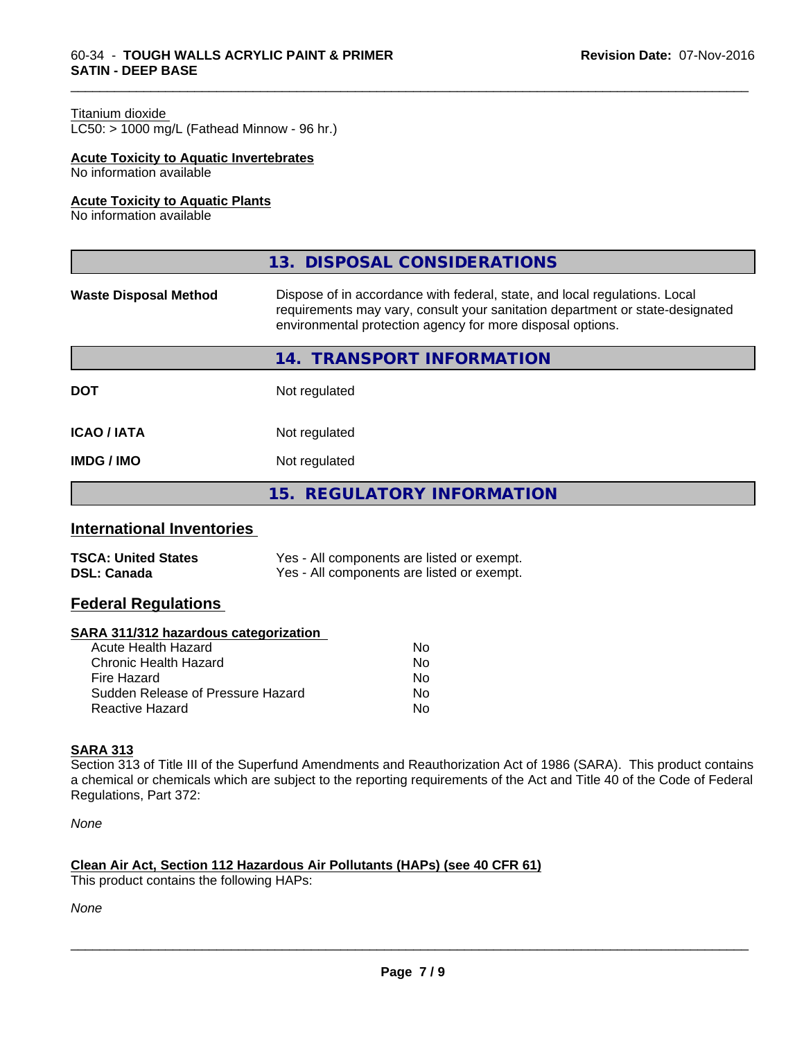Titanium dioxide
LC50: > 1000 mg/L (Fathead Minnow - 96 hr.)

**Acute Toxicity to Aquatic Invertebrates**
No information available

**Acute Toxicity to Aquatic Plants**
No information available

## 13. DISPOSAL CONSIDERATIONS

| | |
|---|---|
| **Waste Disposal Method** | Dispose of in accordance with federal, state, and local regulations. Local requirements may vary, consult your sanitation department or state-designated environmental protection agency for more disposal options. |

## 14. TRANSPORT INFORMATION

| | |
|---|---|
| **DOT** | Not regulated |
| **ICAO / IATA** | Not regulated |
| **IMDG / IMO** | Not regulated |

## 15. REGULATORY INFORMATION

### International Inventories

| | |
|---|---|
| **TSCA: United States** | Yes - All components are listed or exempt. |
| **DSL: Canada** | Yes - All components are listed or exempt. |

### Federal Regulations

**SARA 311/312 hazardous categorization**

| | |
|---|---|
| Acute Health Hazard | No |
| Chronic Health Hazard | No |
| Fire Hazard | No |
| Sudden Release of Pressure Hazard | No |
| Reactive Hazard | No |

**SARA 313**
Section 313 of Title III of the Superfund Amendments and Reauthorization Act of 1986 (SARA). This product contains a chemical or chemicals which are subject to the reporting requirements of the Act and Title 40 of the Code of Federal Regulations, Part 372:

*None*

**Clean Air Act, Section 112 Hazardous Air Pollutants (HAPs) (see 40 CFR 61)**
This product contains the following HAPs:

*None*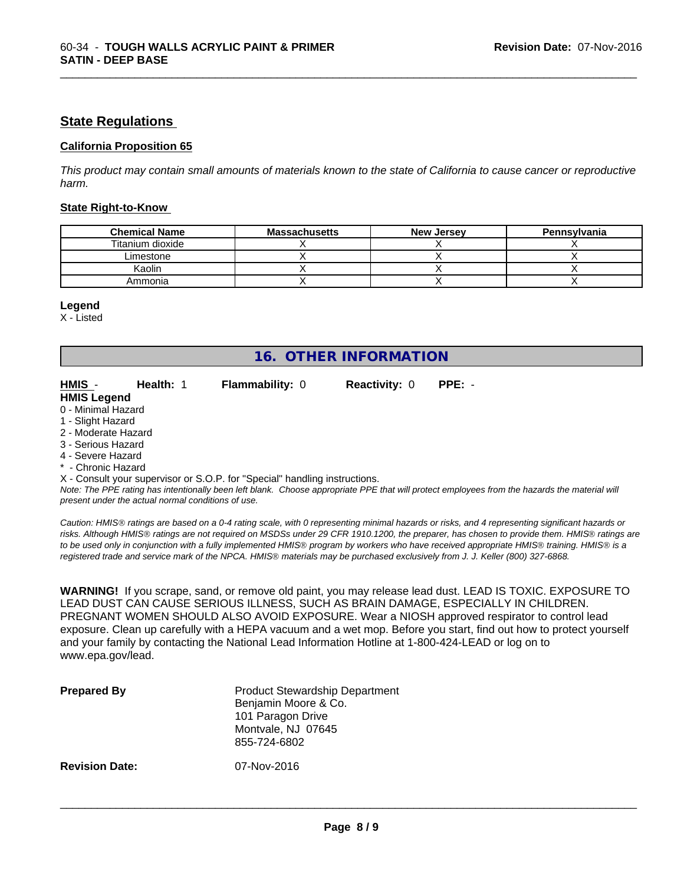## State Regulations

### California Proposition 65

*This product may contain small amounts of materials known to the state of California to cause cancer or reproductive harm.*

### State Right-to-Know

| Chemical Name | Massachusetts | New Jersey | Pennsylvania |
|---|---|---|---|
| Titanium dioxide | X | X | X |
| Limestone | X | X | X |
| Kaolin | X | X | X |
| Ammonia | X | X | X |

**Legend**

X - Listed

## 16. OTHER INFORMATION

**HMIS** - **Health:** 1 **Flammability:** 0 **Reactivity:** 0 **PPE:** -

**HMIS Legend**

0 - Minimal Hazard
1 - Slight Hazard
2 - Moderate Hazard
3 - Serious Hazard
4 - Severe Hazard
* - Chronic Hazard
X - Consult your supervisor or S.O.P. for "Special" handling instructions.

*Note: The PPE rating has intentionally been left blank. Choose appropriate PPE that will protect employees from the hazards the material will present under the actual normal conditions of use.*

*Caution: HMIS® ratings are based on a 0-4 rating scale, with 0 representing minimal hazards or risks, and 4 representing significant hazards or risks. Although HMIS® ratings are not required on MSDSs under 29 CFR 1910.1200, the preparer, has chosen to provide them. HMIS® ratings are to be used only in conjunction with a fully implemented HMIS® program by workers who have received appropriate HMIS® training. HMIS® is a registered trade and service mark of the NPCA. HMIS® materials may be purchased exclusively from J. J. Keller (800) 327-6868.*

**WARNING!** If you scrape, sand, or remove old paint, you may release lead dust. LEAD IS TOXIC. EXPOSURE TO LEAD DUST CAN CAUSE SERIOUS ILLNESS, SUCH AS BRAIN DAMAGE, ESPECIALLY IN CHILDREN. PREGNANT WOMEN SHOULD ALSO AVOID EXPOSURE. Wear a NIOSH approved respirator to control lead exposure. Clean up carefully with a HEPA vacuum and a wet mop. Before you start, find out how to protect yourself and your family by contacting the National Lead Information Hotline at 1-800-424-LEAD or log on to www.epa.gov/lead.

**Prepared By**
Product Stewardship Department
Benjamin Moore & Co.
101 Paragon Drive
Montvale, NJ 07645
855-724-6802

**Revision Date:** 07-Nov-2016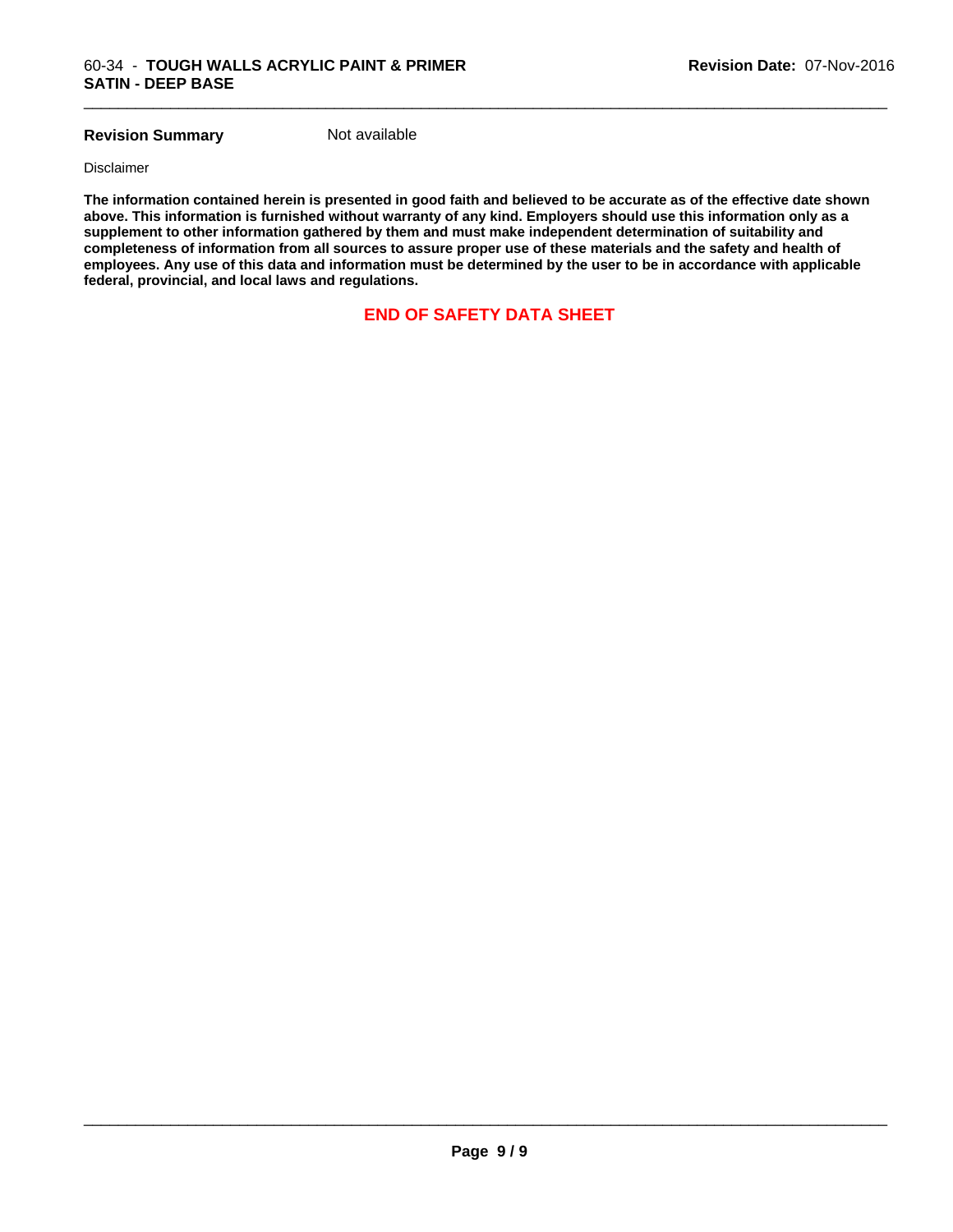**Revision Summary** Not available

Disclaimer

**The information contained herein is presented in good faith and believed to be accurate as of the effective date shown above. This information is furnished without warranty of any kind. Employers should use this information only as a supplement to other information gathered by them and must make independent determination of suitability and completeness of information from all sources to assure proper use of these materials and the safety and health of employees. Any use of this data and information must be determined by the user to be in accordance with applicable federal, provincial, and local laws and regulations.**

**END OF SAFETY DATA SHEET**